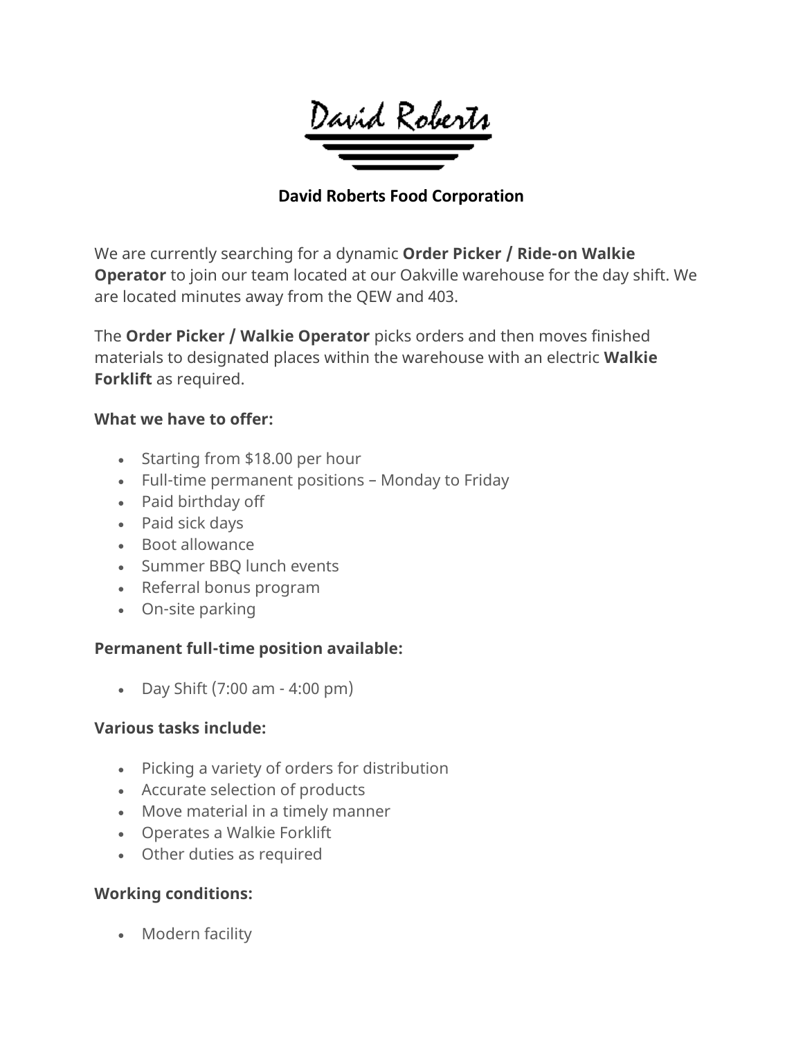David Roberts

# David Roberts Food Corporation

We are currently searching for a dynamic **Order Picker / Ride-on Walkie Operator** to join our team located at our Oakville warehouse for the day shift. We are located minutes away from the QEW and 403.

The **Order Picker / Walkie Operator** picks orders and then moves finished materials to designated places within the warehouse with an electric **Walkie Forklift** as required.

**What we have to offer:**

- Starting from $18.00 per hour
- Full-time permanent positions – Monday to Friday
- Paid birthday off
- Paid sick days
- Boot allowance
- Summer BBQ lunch events
- Referral bonus program
- On-site parking

**Permanent full-time position available:**

- Day Shift (7:00 am - 4:00 pm)

**Various tasks include:**

- Picking a variety of orders for distribution
- Accurate selection of products
- Move material in a timely manner
- Operates a Walkie Forklift
- Other duties as required

**Working conditions:**

- Modern facility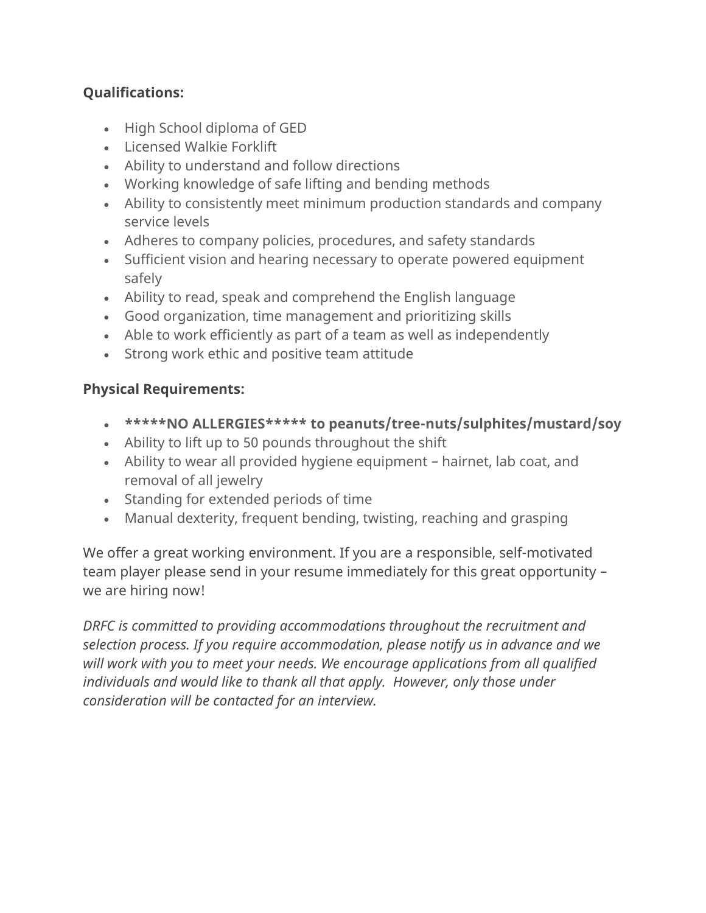**Qualifications:**

- High School diploma of GED
- Licensed Walkie Forklift
- Ability to understand and follow directions
- Working knowledge of safe lifting and bending methods
- Ability to consistently meet minimum production standards and company service levels
- Adheres to company policies, procedures, and safety standards
- Sufficient vision and hearing necessary to operate powered equipment safely
- Ability to read, speak and comprehend the English language
- Good organization, time management and prioritizing skills
- Able to work efficiently as part of a team as well as independently
- Strong work ethic and positive team attitude

**Physical Requirements:**

- **\*\*\*\*\*NO ALLERGIES\*\*\*\*\* to peanuts/tree-nuts/sulphites/mustard/soy**
- Ability to lift up to 50 pounds throughout the shift
- Ability to wear all provided hygiene equipment – hairnet, lab coat, and removal of all jewelry
- Standing for extended periods of time
- Manual dexterity, frequent bending, twisting, reaching and grasping

We offer a great working environment. If you are a responsible, self-motivated team player please send in your resume immediately for this great opportunity – we are hiring now!

*DRFC is committed to providing accommodations throughout the recruitment and selection process. If you require accommodation, please notify us in advance and we will work with you to meet your needs. We encourage applications from all qualified individuals and would like to thank all that apply. However, only those under consideration will be contacted for an interview.*